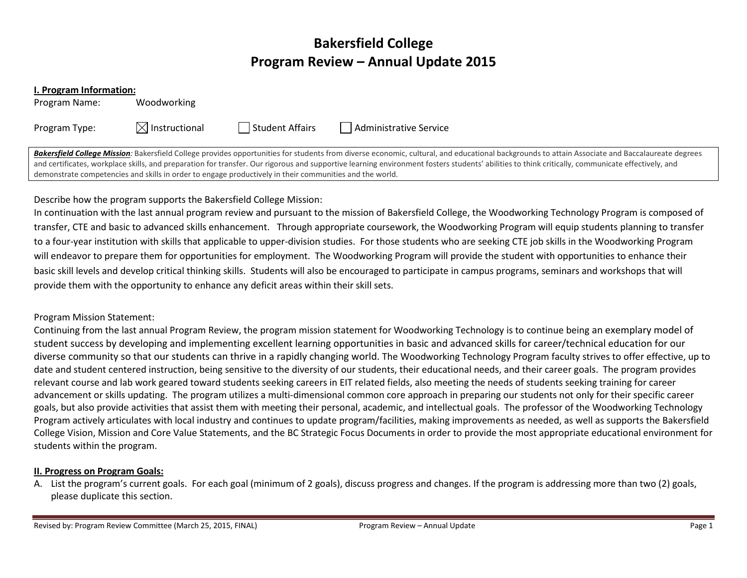# Bakersfield College
# Program Review – Annual Update 2015

**I. Program Information:**

Program Name: Woodworking

Program Type: ☒ Instructional ☐ Student Affairs ☐ Administrative Service

***Bakersfield College Mission**:* Bakersfield College provides opportunities for students from diverse economic, cultural, and educational backgrounds to attain Associate and Baccalaureate degrees and certificates, workplace skills, and preparation for transfer. Our rigorous and supportive learning environment fosters students' abilities to think critically, communicate effectively, and demonstrate competencies and skills in order to engage productively in their communities and the world.

Describe how the program supports the Bakersfield College Mission:

In continuation with the last annual program review and pursuant to the mission of Bakersfield College, the Woodworking Technology Program is composed of transfer, CTE and basic to advanced skills enhancement. Through appropriate coursework, the Woodworking Program will equip students planning to transfer to a four-year institution with skills that applicable to upper-division studies. For those students who are seeking CTE job skills in the Woodworking Program will endeavor to prepare them for opportunities for employment. The Woodworking Program will provide the student with opportunities to enhance their basic skill levels and develop critical thinking skills. Students will also be encouraged to participate in campus programs, seminars and workshops that will provide them with the opportunity to enhance any deficit areas within their skill sets.

Program Mission Statement:

Continuing from the last annual Program Review, the program mission statement for Woodworking Technology is to continue being an exemplary model of student success by developing and implementing excellent learning opportunities in basic and advanced skills for career/technical education for our diverse community so that our students can thrive in a rapidly changing world. The Woodworking Technology Program faculty strives to offer effective, up to date and student centered instruction, being sensitive to the diversity of our students, their educational needs, and their career goals. The program provides relevant course and lab work geared toward students seeking careers in EIT related fields, also meeting the needs of students seeking training for career advancement or skills updating. The program utilizes a multi-dimensional common core approach in preparing our students not only for their specific career goals, but also provide activities that assist them with meeting their personal, academic, and intellectual goals. The professor of the Woodworking Technology Program actively articulates with local industry and continues to update program/facilities, making improvements as needed, as well as supports the Bakersfield College Vision, Mission and Core Value Statements, and the BC Strategic Focus Documents in order to provide the most appropriate educational environment for students within the program.

**II. Progress on Program Goals:**

A. List the program's current goals. For each goal (minimum of 2 goals), discuss progress and changes. If the program is addressing more than two (2) goals, please duplicate this section.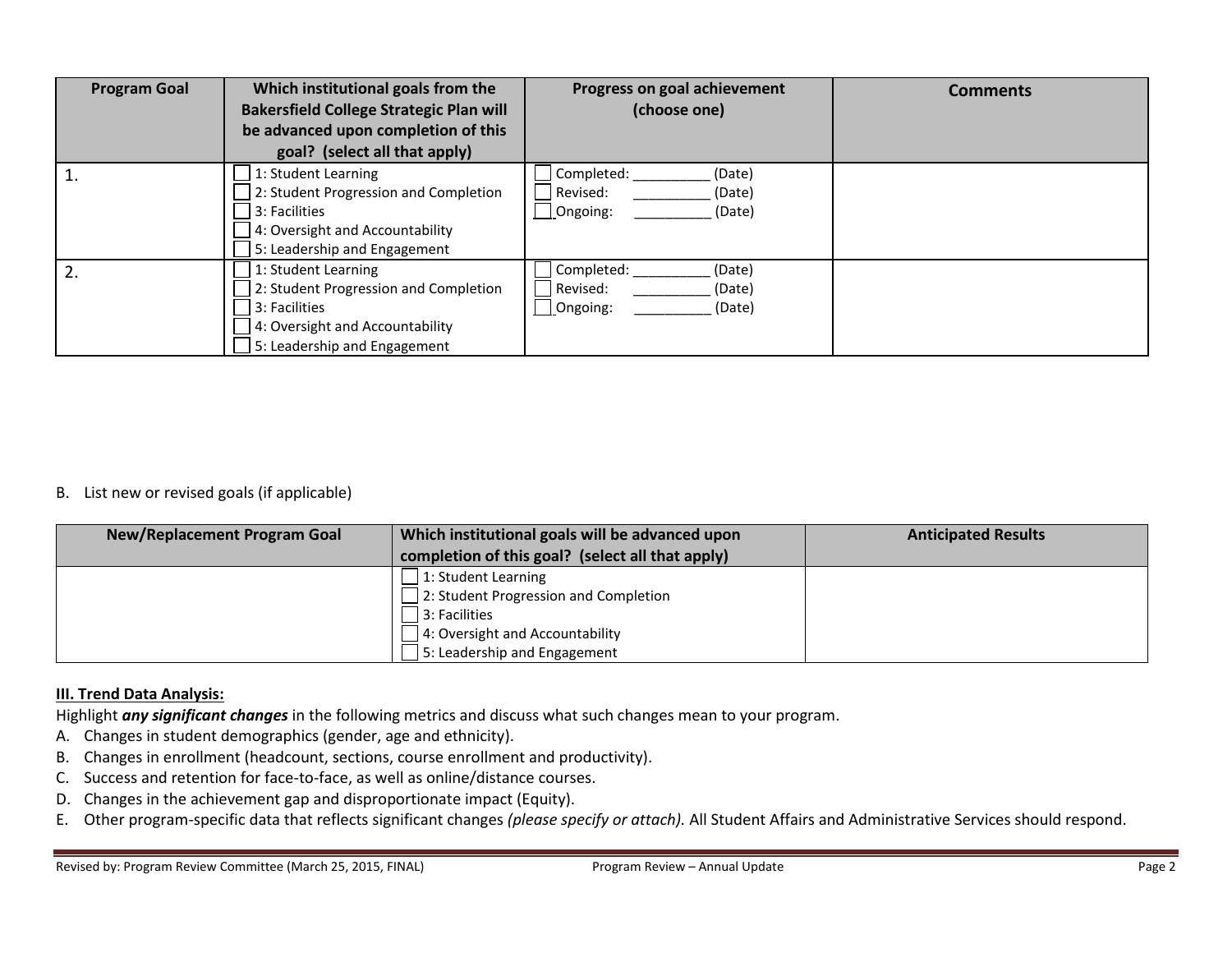| Program Goal | Which institutional goals from the Bakersfield College Strategic Plan will be advanced upon completion of this goal? (select all that apply) | Progress on goal achievement (choose one) | Comments |
|---|---|---|---|
| 1. | ☐ 1: Student Learning<br>☐ 2: Student Progression and Completion<br>☐ 3: Facilities<br>☐ 4: Oversight and Accountability<br>☐ 5: Leadership and Engagement | ☐ Completed: __________ (Date)<br>☐ Revised: __________ (Date)<br>☐ Ongoing: __________ (Date) | |
| 2. | ☐ 1: Student Learning<br>☐ 2: Student Progression and Completion<br>☐ 3: Facilities<br>☐ 4: Oversight and Accountability<br>☐ 5: Leadership and Engagement | ☐ Completed: __________ (Date)<br>☐ Revised: __________ (Date)<br>☐ Ongoing: __________ (Date) | |

B. List new or revised goals (if applicable)

| New/Replacement Program Goal | Which institutional goals will be advanced upon completion of this goal? (select all that apply) | Anticipated Results |
|---|---|---|
| | ☐ 1: Student Learning<br>☐ 2: Student Progression and Completion<br>☐ 3: Facilities<br>☐ 4: Oversight and Accountability<br>☐ 5: Leadership and Engagement | |

**III. Trend Data Analysis:**

Highlight ***any significant changes*** in the following metrics and discuss what such changes mean to your program.

A. Changes in student demographics (gender, age and ethnicity).
B. Changes in enrollment (headcount, sections, course enrollment and productivity).
C. Success and retention for face-to-face, as well as online/distance courses.
D. Changes in the achievement gap and disproportionate impact (Equity).
E. Other program-specific data that reflects significant changes *(please specify or attach).* All Student Affairs and Administrative Services should respond.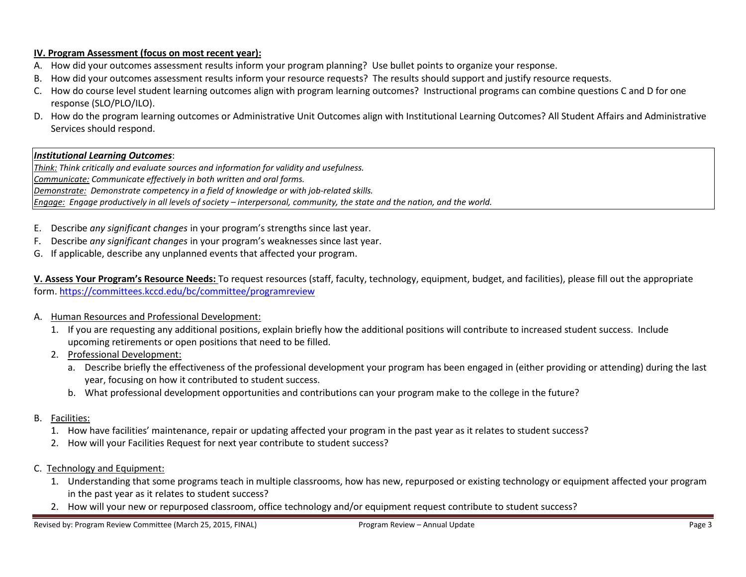**<u>IV. Program Assessment (focus on most recent year):</u>**

A. How did your outcomes assessment results inform your program planning? Use bullet points to organize your response.
B. How did your outcomes assessment results inform your resource requests? The results should support and justify resource requests.
C. How do course level student learning outcomes align with program learning outcomes? Instructional programs can combine questions C and D for one response (SLO/PLO/ILO).
D. How do the program learning outcomes or Administrative Unit Outcomes align with Institutional Learning Outcomes? All Student Affairs and Administrative Services should respond.

> ***<u>Institutional Learning Outcomes</u>***:
> *<u>Think:</u> Think critically and evaluate sources and information for validity and usefulness.*
> *<u>Communicate:</u> Communicate effectively in both written and oral forms.*
> *<u>Demonstrate:</u> Demonstrate competency in a field of knowledge or with job-related skills.*
> *<u>Engage:</u> Engage productively in all levels of society – interpersonal, community, the state and the nation, and the world.*

E. Describe *any significant changes* in your program's strengths since last year.
F. Describe *any significant changes* in your program's weaknesses since last year.
G. If applicable, describe any unplanned events that affected your program.

**<u>V. Assess Your Program's Resource Needs:</u>** To request resources (staff, faculty, technology, equipment, budget, and facilities), please fill out the appropriate form. https://committees.kccd.edu/bc/committee/programreview

A. <u>Human Resources and Professional Development:</u>
   1. If you are requesting any additional positions, explain briefly how the additional positions will contribute to increased student success. Include upcoming retirements or open positions that need to be filled.
   2. <u>Professional Development:</u>
      a. Describe briefly the effectiveness of the professional development your program has been engaged in (either providing or attending) during the last year, focusing on how it contributed to student success.
      b. What professional development opportunities and contributions can your program make to the college in the future?

B. <u>Facilities:</u>
   1. How have facilities' maintenance, repair or updating affected your program in the past year as it relates to student success?
   2. How will your Facilities Request for next year contribute to student success?

C. <u>Technology and Equipment:</u>
   1. Understanding that some programs teach in multiple classrooms, how has new, repurposed or existing technology or equipment affected your program in the past year as it relates to student success?
   2. How will your new or repurposed classroom, office technology and/or equipment request contribute to student success?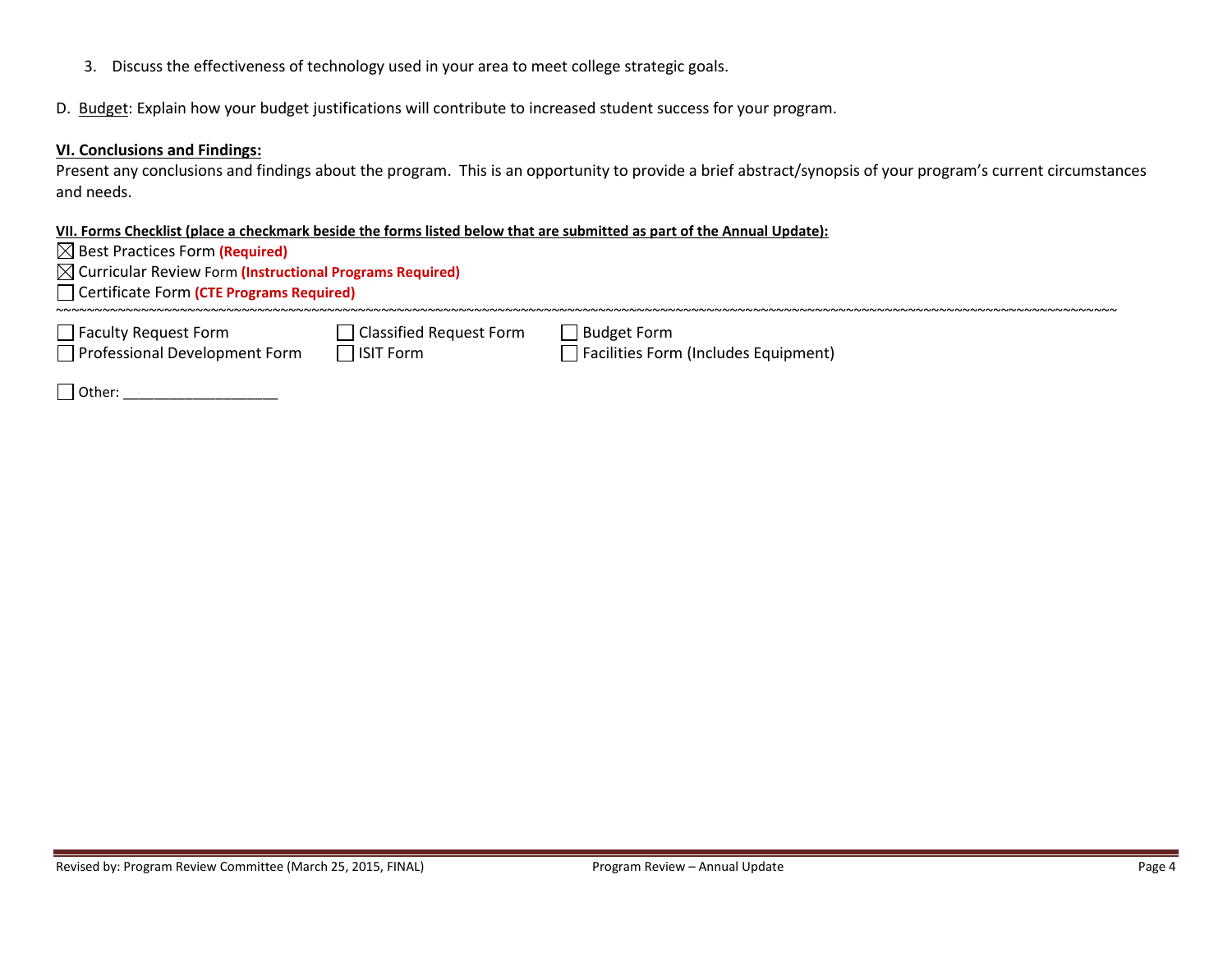3. Discuss the effectiveness of technology used in your area to meet college strategic goals.

D. Budget: Explain how your budget justifications will contribute to increased student success for your program.

### VI. Conclusions and Findings:

Present any conclusions and findings about the program. This is an opportunity to provide a brief abstract/synopsis of your program's current circumstances and needs.

### VII. Forms Checklist (place a checkmark beside the forms listed below that are submitted as part of the Annual Update):

- ☒ Best Practices Form **(Required)**
- ☒ Curricular Review Form **(Instructional Programs Required)**
- ☐ Certificate Form **(CTE Programs Required)**

~~~~~~~~~~~~~~~~~~~~~~~~~~~~~~~~~~~~~~~~~~~~~~~~~~~~~~~~~~~~~~~~~~~~~~~~~~~~~~~~~~~~~~~~~~~~~~~~~~~~~~~~~~~~~~~~~~~~~~~~~~~~~~~~~~~

- ☐ Faculty Request Form
- ☐ Classified Request Form
- ☐ Budget Form
- ☐ Professional Development Form
- ☐ ISIT Form
- ☐ Facilities Form (Includes Equipment)

☐ Other: ____________________